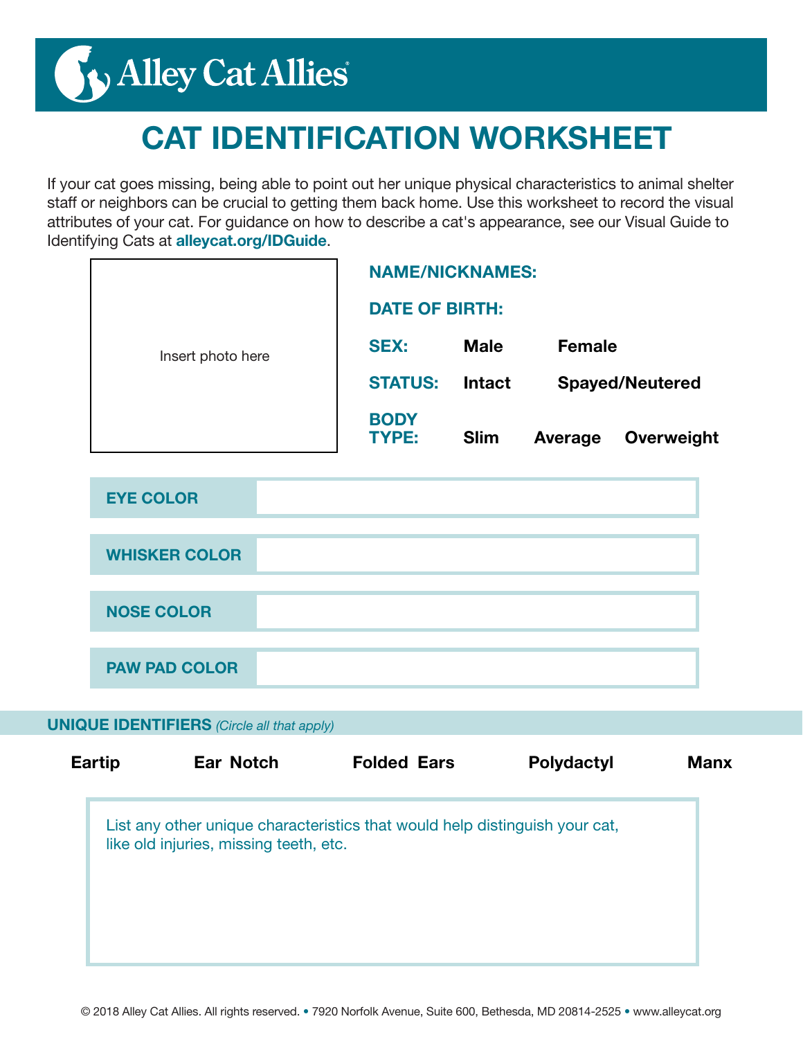Alley Cat Allies

# CAT IDENTIFICATION WORKSHEET

If your cat goes missing, being able to point out her unique physical characteristics to animal shelter staff or neighbors can be crucial to getting them back home. Use this worksheet to record the visual attributes of your cat. For guidance on how to describe a cat's appearance, see our Visual Guide to Identifying Cats at **alleycat.org/IDGuide**.

Insert photo here

**NAME/NICKNAMES:**

**DATE OF BIRTH:**

**SEX:** **Male** **Female**

**STATUS:** **Intact** **Spayed/Neutered**

**BODY TYPE:** **Slim** **Average** **Overweight**

| | |
|---|---|
| **EYE COLOR** | |
| **WHISKER COLOR** | |
| **NOSE COLOR** | |
| **PAW PAD COLOR** | |

**UNIQUE IDENTIFIERS** *(Circle all that apply)*

**Eartip** **Ear Notch** **Folded Ears** **Polydactyl** **Manx**

List any other unique characteristics that would help distinguish your cat, like old injuries, missing teeth, etc.

© 2018 Alley Cat Allies. All rights reserved. • 7920 Norfolk Avenue, Suite 600, Bethesda, MD 20814-2525 • www.alleycat.org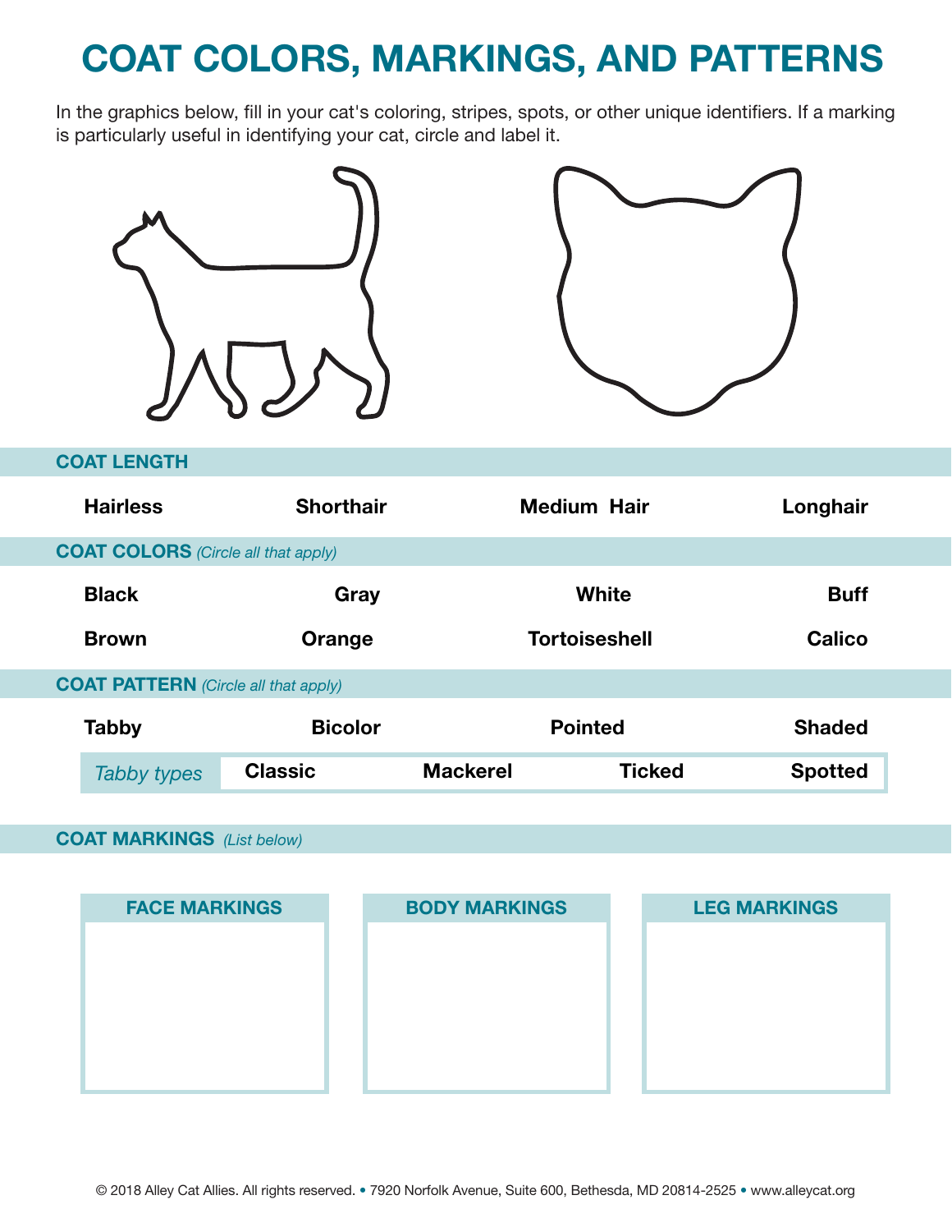# COAT COLORS, MARKINGS, AND PATTERNS

In the graphics below, fill in your cat's coloring, stripes, spots, or other unique identifiers. If a marking is particularly useful in identifying your cat, circle and label it.

## COAT LENGTH

| | | | |
|---|---|---|---|
| **Hairless** | **Shorthair** | **Medium Hair** | **Longhair** |

## COAT COLORS *(Circle all that apply)*

| | | | |
|---|---|---|---|
| **Black** | **Gray** | **White** | **Buff** |
| **Brown** | **Orange** | **Tortoiseshell** | **Calico** |

## COAT PATTERN *(Circle all that apply)*

| | | | | |
|---|---|---|---|---|
| **Tabby** | **Bicolor** | **Pointed** | **Shaded** | |
| *Tabby types* | **Classic** | **Mackerel** | **Ticked** | **Spotted** |

## COAT MARKINGS *(List below)*

| FACE MARKINGS | BODY MARKINGS | LEG MARKINGS |
|---|---|---|
| | | |

© 2018 Alley Cat Allies. All rights reserved. • 7920 Norfolk Avenue, Suite 600, Bethesda, MD 20814-2525 • www.alleycat.org